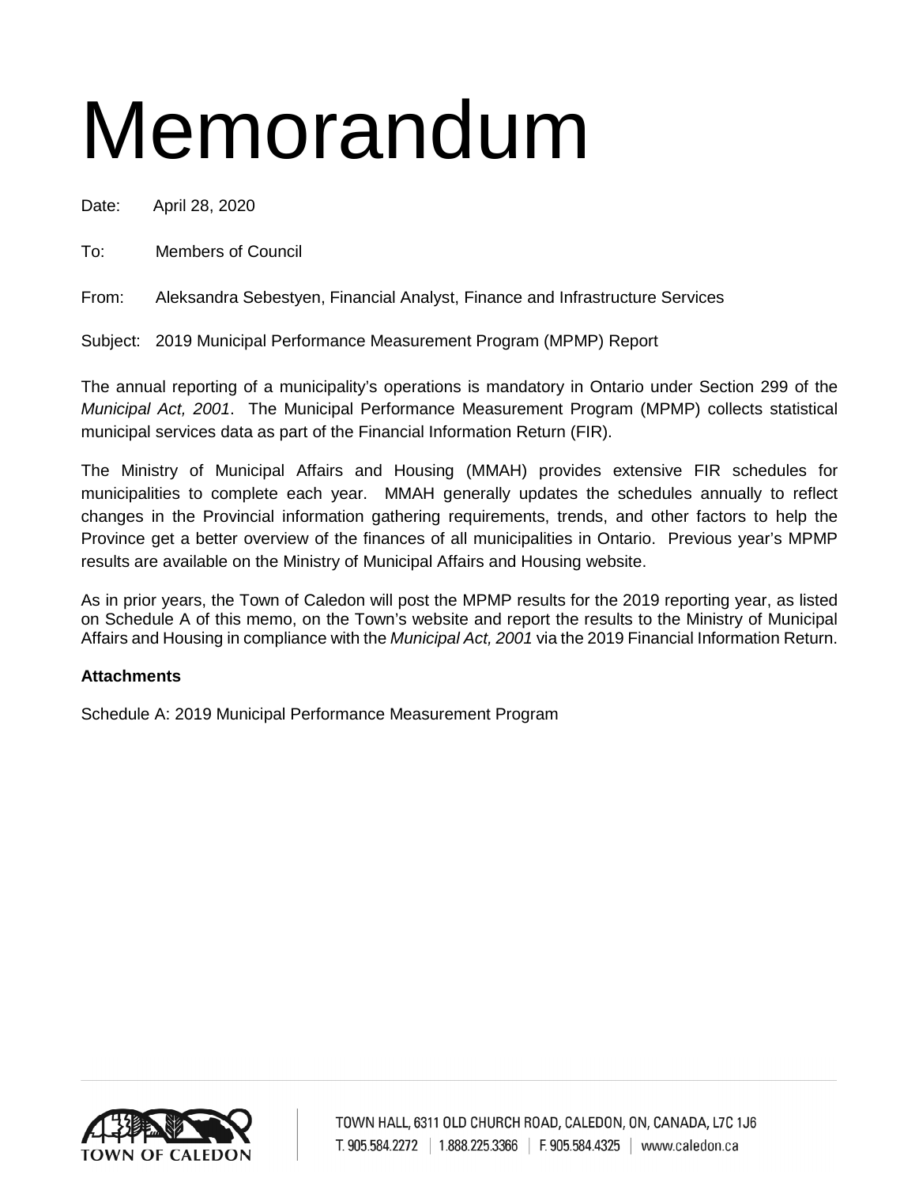# Memorandum

Date: April 28, 2020

To: Members of Council

From: Aleksandra Sebestyen, Financial Analyst, Finance and Infrastructure Services

Subject: 2019 Municipal Performance Measurement Program (MPMP) Report

The annual reporting of a municipality's operations is mandatory in Ontario under Section 299 of the *Municipal Act, 2001*. The Municipal Performance Measurement Program (MPMP) collects statistical municipal services data as part of the Financial Information Return (FIR).

The Ministry of Municipal Affairs and Housing (MMAH) provides extensive FIR schedules for municipalities to complete each year. MMAH generally updates the schedules annually to reflect changes in the Provincial information gathering requirements, trends, and other factors to help the Province get a better overview of the finances of all municipalities in Ontario. Previous year's MPMP results are available on the Ministry of Municipal Affairs and Housing website.

As in prior years, the Town of Caledon will post the MPMP results for the 2019 reporting year, as listed on Schedule A of this memo, on the Town's website and report the results to the Ministry of Municipal Affairs and Housing in compliance with the *Municipal Act, 2001* via the 2019 Financial Information Return.

**Attachments**

Schedule A: 2019 Municipal Performance Measurement Program

TOWN OF CALEDON

TOWN HALL, 6311 OLD CHURCH ROAD, CALEDON, ON, CANADA, L7C 1J6
T. 905.584.2272 | 1.888.225.3366 | F. 905.584.4325 | www.caledon.ca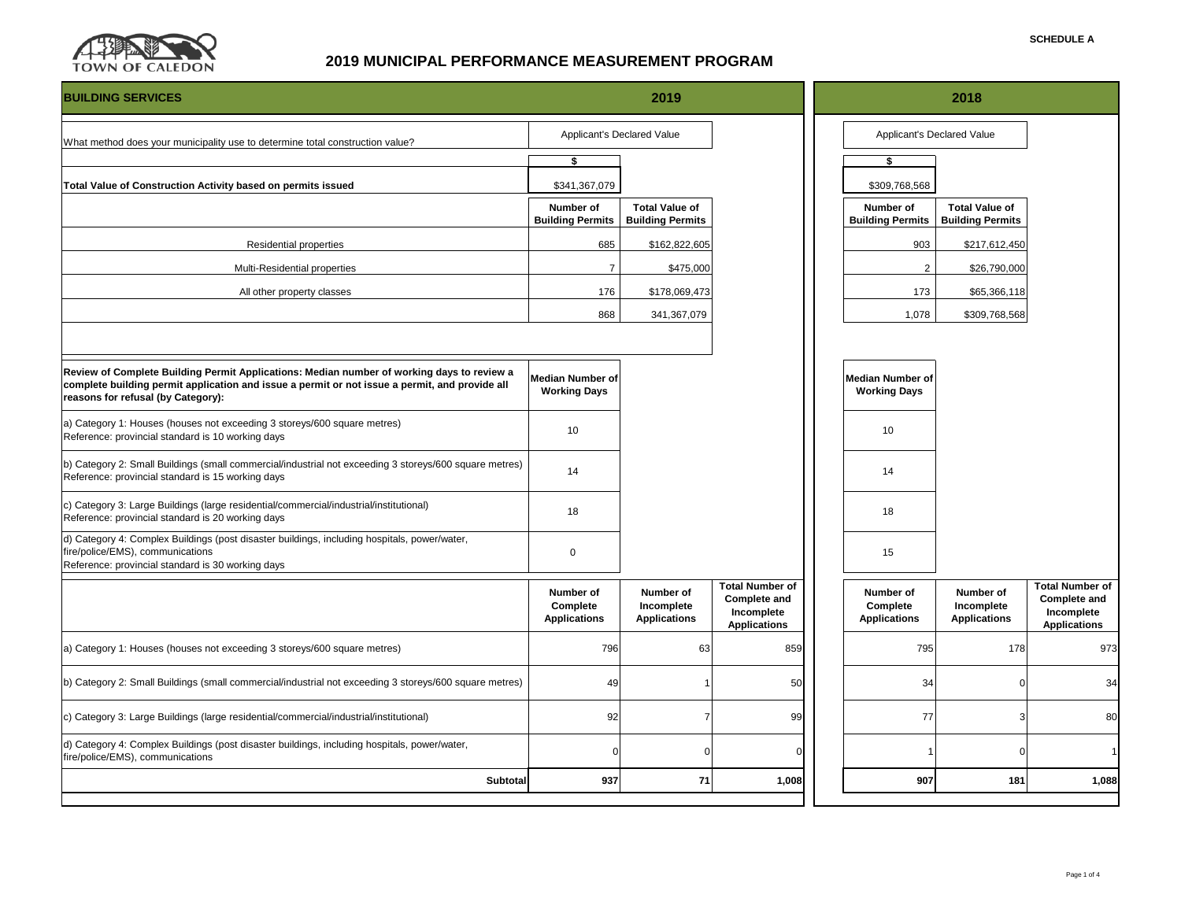SCHEDULE A

# 2019 MUNICIPAL PERFORMANCE MEASUREMENT PROGRAM

## BUILDING SERVICES

| | 2019 | | | 2018 | | |
|---|---|---|---|---|---|---|
| What method does your municipality use to determine total construction value? | Applicant's Declared Value | | | Applicant's Declared Value | | |
| | $ | | | $ | | |
| **Total Value of Construction Activity based on permits issued** | $341,367,079 | | | $309,768,568 | | |
| | **Number of Building Permits** | **Total Value of Building Permits** | | **Number of Building Permits** | **Total Value of Building Permits** | |
| Residential properties | 685 | $162,822,605 | | 903 | $217,612,450 | |
| Multi-Residential properties | 7 | $475,000 | | 2 | $26,790,000 | |
| All other property classes | 176 | $178,069,473 | | 173 | $65,366,118 | |
| | 868 | 341,367,079 | | 1,078 | $309,768,568 | |

| **Review of Complete Building Permit Applications: Median number of working days to review a complete building permit application and issue a permit or not issue a permit, and provide all reasons for refusal (by Category):** | **2019 Median Number of Working Days** | **2018 Median Number of Working Days** |
|---|---|---|
| a) Category 1: Houses (houses not exceeding 3 storeys/600 square metres) Reference: provincial standard is 10 working days | 10 | 10 |
| b) Category 2: Small Buildings (small commercial/industrial not exceeding 3 storeys/600 square metres) Reference: provincial standard is 15 working days | 14 | 14 |
| c) Category 3: Large Buildings (large residential/commercial/industrial/institutional) Reference: provincial standard is 20 working days | 18 | 18 |
| d) Category 4: Complex Buildings (post disaster buildings, including hospitals, power/water, fire/police/EMS), communications Reference: provincial standard is 30 working days | 0 | 15 |

| | 2019 | | | 2018 | | |
|---|---|---|---|---|---|---|
| | **Number of Complete Applications** | **Number of Incomplete Applications** | **Total Number of Complete and Incomplete Applications** | **Number of Complete Applications** | **Number of Incomplete Applications** | **Total Number of Complete and Incomplete Applications** |
| a) Category 1: Houses (houses not exceeding 3 storeys/600 square metres) | 796 | 63 | 859 | 795 | 178 | 973 |
| b) Category 2: Small Buildings (small commercial/industrial not exceeding 3 storeys/600 square metres) | 49 | 1 | 50 | 34 | 0 | 34 |
| c) Category 3: Large Buildings (large residential/commercial/industrial/institutional) | 92 | 7 | 99 | 77 | 3 | 80 |
| d) Category 4: Complex Buildings (post disaster buildings, including hospitals, power/water, fire/police/EMS), communications | 0 | 0 | 0 | 1 | 0 | 1 |
| **Subtotal** | **937** | **71** | **1,008** | **907** | **181** | **1,088** |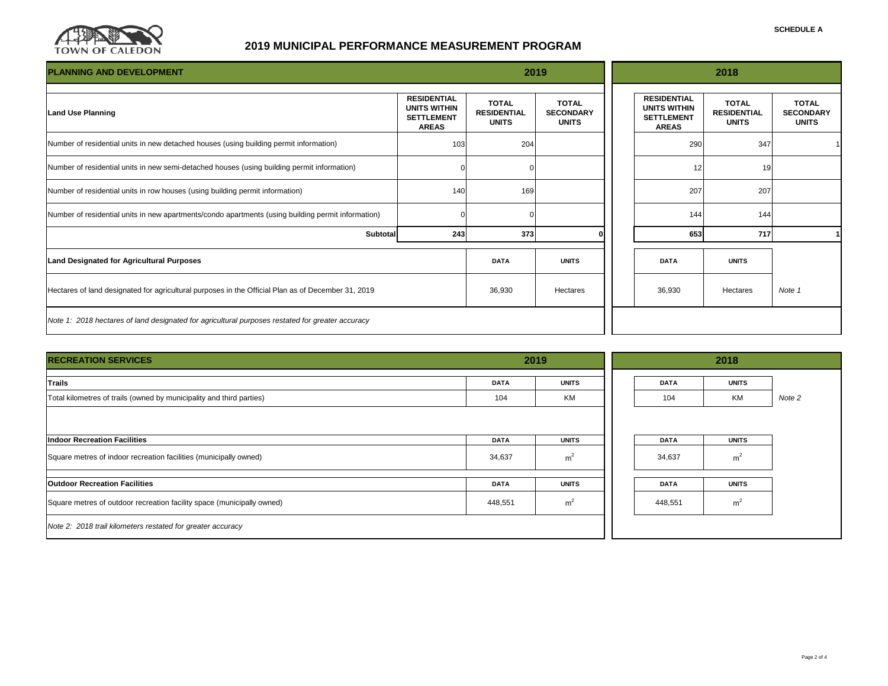SCHEDULE A

# 2019 MUNICIPAL PERFORMANCE MEASUREMENT PROGRAM

## PLANNING AND DEVELOPMENT

| Land Use Planning | 2019 RESIDENTIAL UNITS WITHIN SETTLEMENT AREAS | 2019 TOTAL RESIDENTIAL UNITS | 2019 TOTAL SECONDARY UNITS | 2018 RESIDENTIAL UNITS WITHIN SETTLEMENT AREAS | 2018 TOTAL RESIDENTIAL UNITS | 2018 TOTAL SECONDARY UNITS |
|---|---|---|---|---|---|---|
| Number of residential units in new detached houses (using building permit information) | 103 | 204 | | 290 | 347 | 1 |
| Number of residential units in new semi-detached houses (using building permit information) | 0 | 0 | | 12 | 19 | |
| Number of residential units in row houses (using building permit information) | 140 | 169 | | 207 | 207 | |
| Number of residential units in new apartments/condo apartments (using building permit information) | 0 | 0 | | 144 | 144 | |
| **Subtotal** | **243** | **373** | **0** | **653** | **717** | **1** |

| Land Designated for Agricultural Purposes | 2019 DATA | 2019 UNITS | 2018 DATA | 2018 UNITS | |
|---|---|---|---|---|---|
| Hectares of land designated for agricultural purposes in the Official Plan as of December 31, 2019 | 36,930 | Hectares | 36,930 | Hectares | *Note 1* |

*Note 1: 2018 hectares of land designated for agricultural purposes restated for greater accuracy*

## RECREATION SERVICES

| Trails | 2019 DATA | 2019 UNITS | 2018 DATA | 2018 UNITS | |
|---|---|---|---|---|---|
| Total kilometres of trails (owned by municipality and third parties) | 104 | KM | 104 | KM | *Note 2* |

| Indoor Recreation Facilities | 2019 DATA | 2019 UNITS | 2018 DATA | 2018 UNITS |
|---|---|---|---|---|
| Square metres of indoor recreation facilities (municipally owned) | 34,637 | $m^2$ | 34,637 | $m^2$ |

| Outdoor Recreation Facilities | 2019 DATA | 2019 UNITS | 2018 DATA | 2018 UNITS |
|---|---|---|---|---|
| Square metres of outdoor recreation facility space (municipally owned) | 448,551 | $m^2$ | 448,551 | $m^2$ |

*Note 2: 2018 trail kilometers restated for greater accuracy*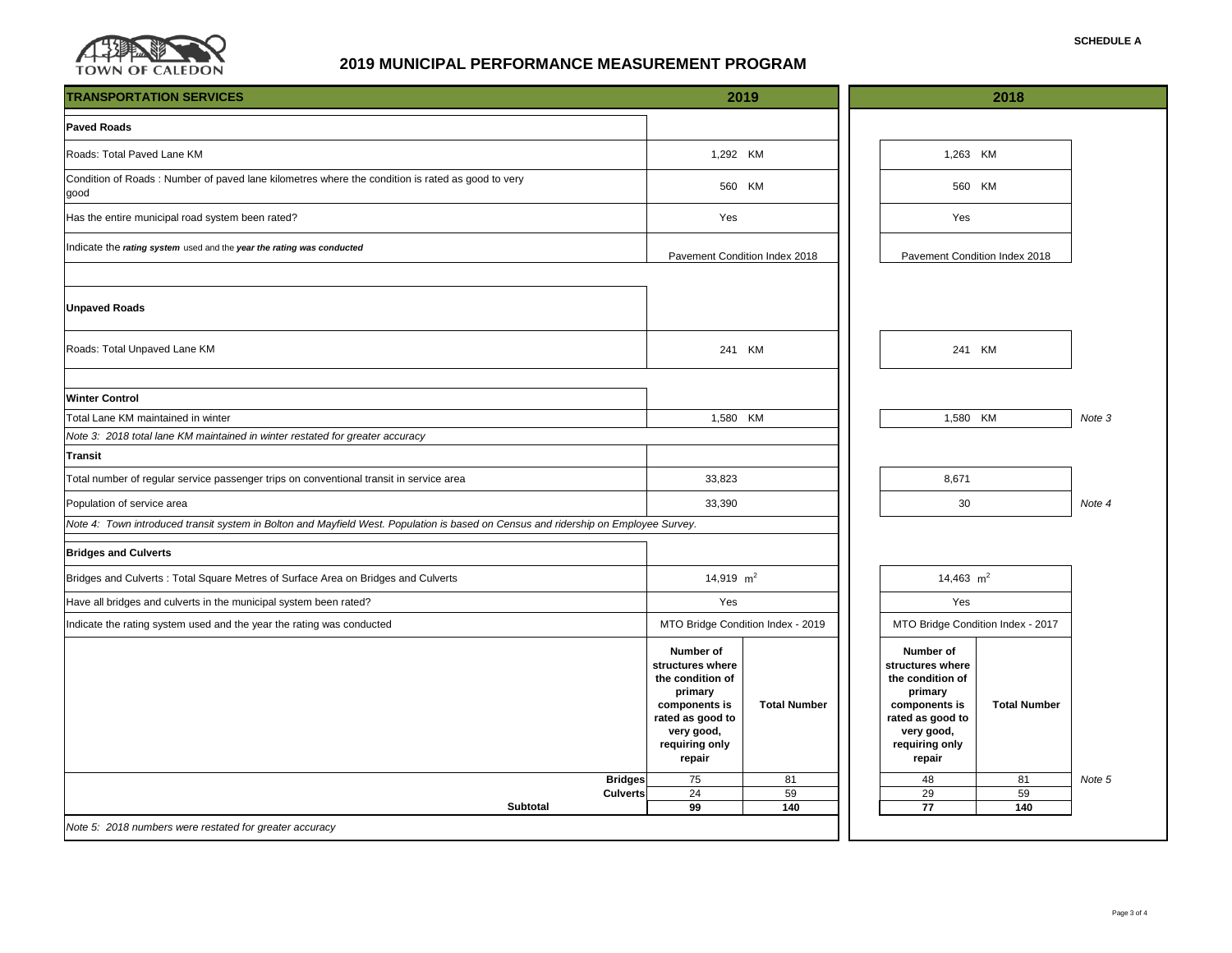SCHEDULE A

# 2019 MUNICIPAL PERFORMANCE MEASUREMENT PROGRAM

| TRANSPORTATION SERVICES | 2019 | | 2018 | | |
|---|---|---|---|---|---|
| **Paved Roads** | | | | | |
| Roads: Total Paved Lane KM | 1,292 KM | | 1,263 KM | | |
| Condition of Roads : Number of paved lane kilometres where the condition is rated as good to very good | 560 KM | | 560 KM | | |
| Has the entire municipal road system been rated? | Yes | | Yes | | |
| Indicate the *rating system* used and the *year the rating was conducted* | Pavement Condition Index 2018 | | Pavement Condition Index 2018 | | |
| **Unpaved Roads** | | | | | |
| Roads: Total Unpaved Lane KM | 241 KM | | 241 KM | | |
| **Winter Control** | | | | | |
| Total Lane KM maintained in winter | 1,580 KM | | 1,580 KM | | *Note 3* |
| *Note 3: 2018 total lane KM maintained in winter restated for greater accuracy* | | | | | |
| **Transit** | | | | | |
| Total number of regular service passenger trips on conventional transit in service area | 33,823 | | 8,671 | | |
| Population of service area | 33,390 | | 30 | | *Note 4* |
| *Note 4: Town introduced transit system in Bolton and Mayfield West. Population is based on Census and ridership on Employee Survey.* | | | | | |
| **Bridges and Culverts** | | | | | |
| Bridges and Culverts : Total Square Metres of Surface Area on Bridges and Culverts | 14,919 $m^2$ | | 14,463 $m^2$ | | |
| Have all bridges and culverts in the municipal system been rated? | Yes | | Yes | | |
| Indicate the rating system used and the year the rating was conducted | MTO Bridge Condition Index - 2019 | | MTO Bridge Condition Index - 2017 | | |
| | **Number of structures where the condition of primary components is rated as good to very good, requiring only repair** | **Total Number** | **Number of structures where the condition of primary components is rated as good to very good, requiring only repair** | **Total Number** | |
| **Bridges** | 75 | 81 | 48 | 81 | *Note 5* |
| **Culverts** | 24 | 59 | 29 | 59 | |
| **Subtotal** | **99** | **140** | **77** | **140** | |
| *Note 5: 2018 numbers were restated for greater accuracy* | | | | | |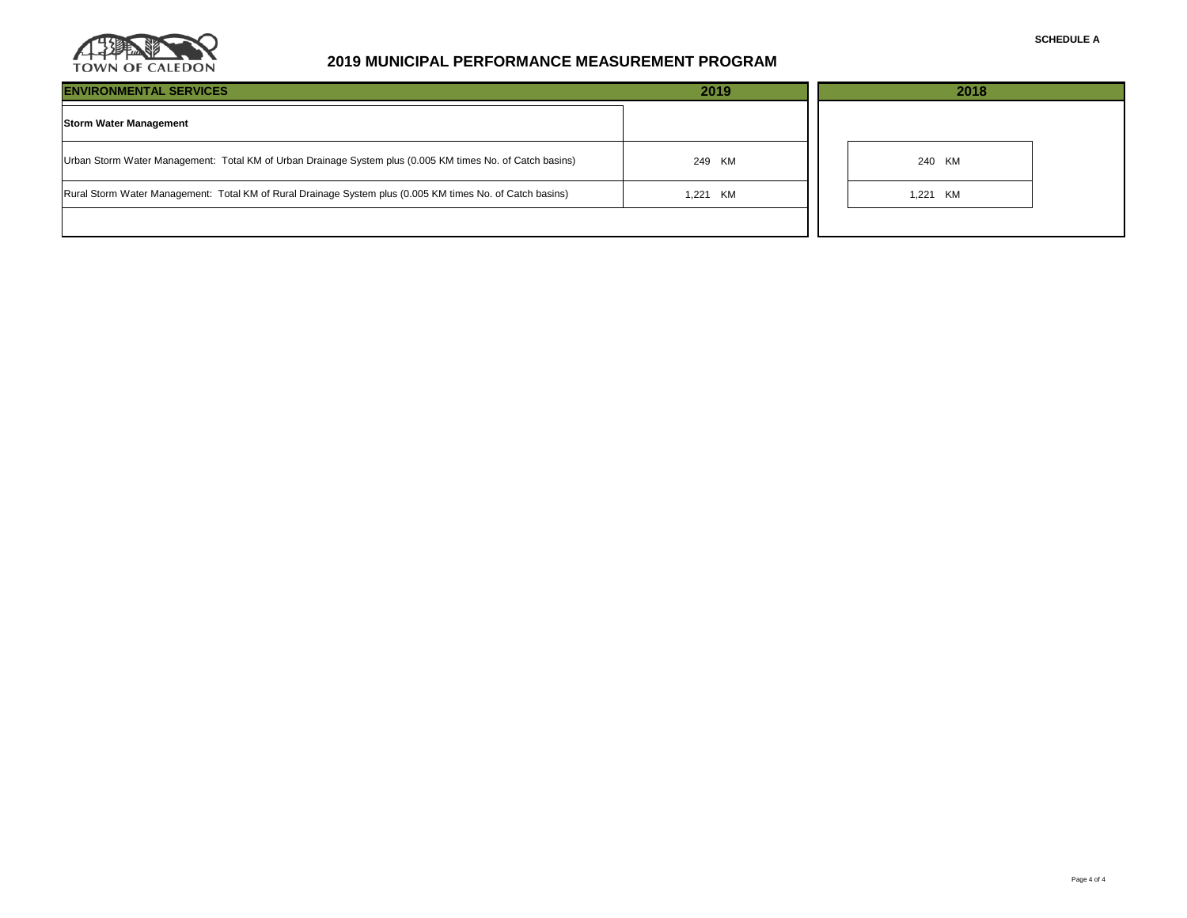SCHEDULE A

TOWN OF CALEDON

# 2019 MUNICIPAL PERFORMANCE MEASUREMENT PROGRAM

| ENVIRONMENTAL SERVICES | 2019 | 2018 |
|---|---|---|
| **Storm Water Management** | | |
| Urban Storm Water Management: Total KM of Urban Drainage System plus (0.005 KM times No. of Catch basins) | 249 KM | 240 KM |
| Rural Storm Water Management: Total KM of Rural Drainage System plus (0.005 KM times No. of Catch basins) | 1,221 KM | 1,221 KM |